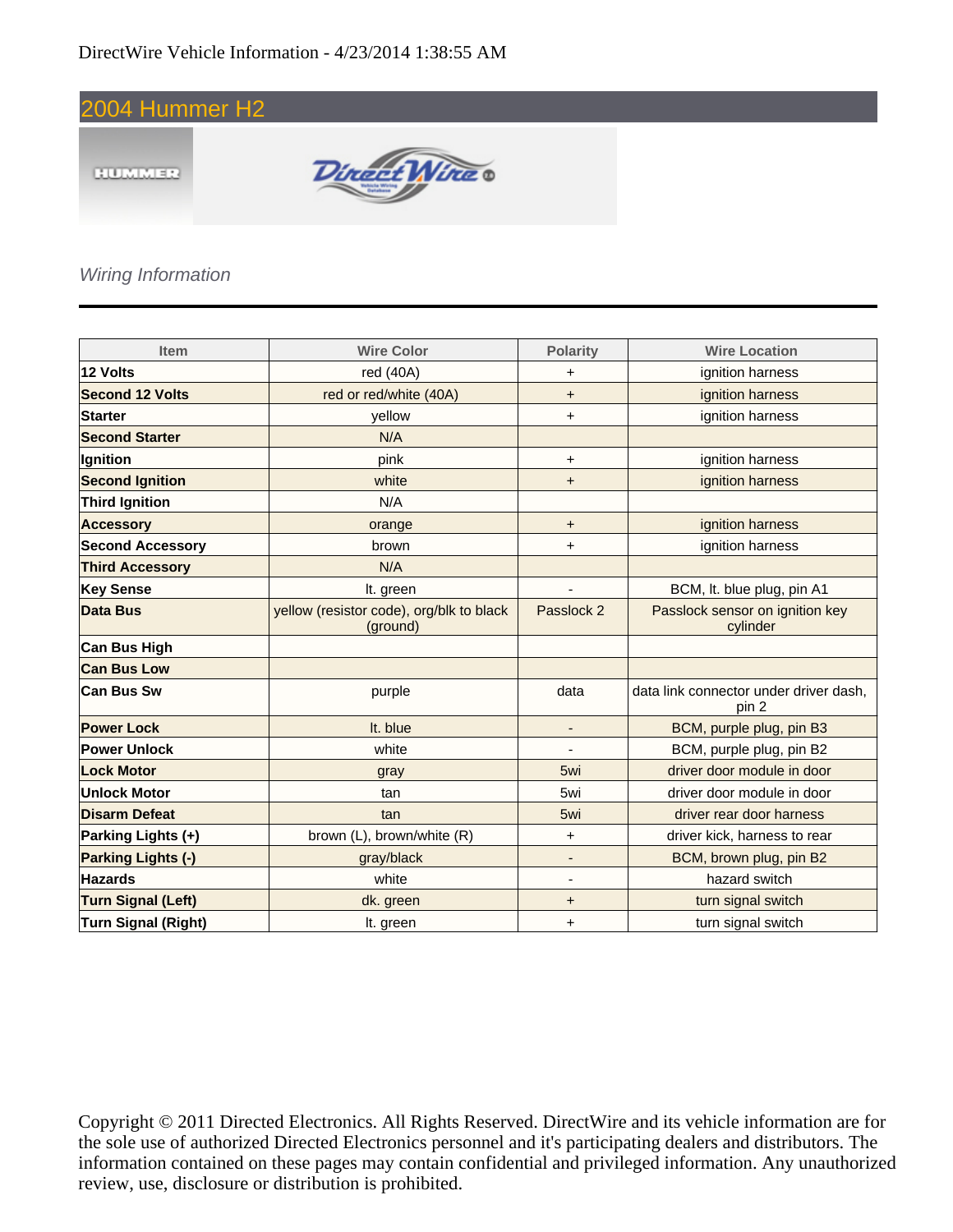DirectWire Vehicle Information - 4/23/2014 1:38:55 AM

# 2004 Hummer H2

*Wiring Information*

| Item | Wire Color | Polarity | Wire Location |
|---|---|---|---|
| **12 Volts** | red (40A) | + | ignition harness |
| **Second 12 Volts** | red or red/white (40A) | + | ignition harness |
| **Starter** | yellow | + | ignition harness |
| **Second Starter** | N/A | | |
| **Ignition** | pink | + | ignition harness |
| **Second Ignition** | white | + | ignition harness |
| **Third Ignition** | N/A | | |
| **Accessory** | orange | + | ignition harness |
| **Second Accessory** | brown | + | ignition harness |
| **Third Accessory** | N/A | | |
| **Key Sense** | lt. green | - | BCM, lt. blue plug, pin A1 |
| **Data Bus** | yellow (resistor code), org/blk to black (ground) | Passlock 2 | Passlock sensor on ignition key cylinder |
| **Can Bus High** | | | |
| **Can Bus Low** | | | |
| **Can Bus Sw** | purple | data | data link connector under driver dash, pin 2 |
| **Power Lock** | lt. blue | - | BCM, purple plug, pin B3 |
| **Power Unlock** | white | - | BCM, purple plug, pin B2 |
| **Lock Motor** | gray | 5wi | driver door module in door |
| **Unlock Motor** | tan | 5wi | driver door module in door |
| **Disarm Defeat** | tan | 5wi | driver rear door harness |
| **Parking Lights (+)** | brown (L), brown/white (R) | + | driver kick, harness to rear |
| **Parking Lights (-)** | gray/black | - | BCM, brown plug, pin B2 |
| **Hazards** | white | - | hazard switch |
| **Turn Signal (Left)** | dk. green | + | turn signal switch |
| **Turn Signal (Right)** | lt. green | + | turn signal switch |

Copyright © 2011 Directed Electronics. All Rights Reserved. DirectWire and its vehicle information are for the sole use of authorized Directed Electronics personnel and it's participating dealers and distributors. The information contained on these pages may contain confidential and privileged information. Any unauthorized review, use, disclosure or distribution is prohibited.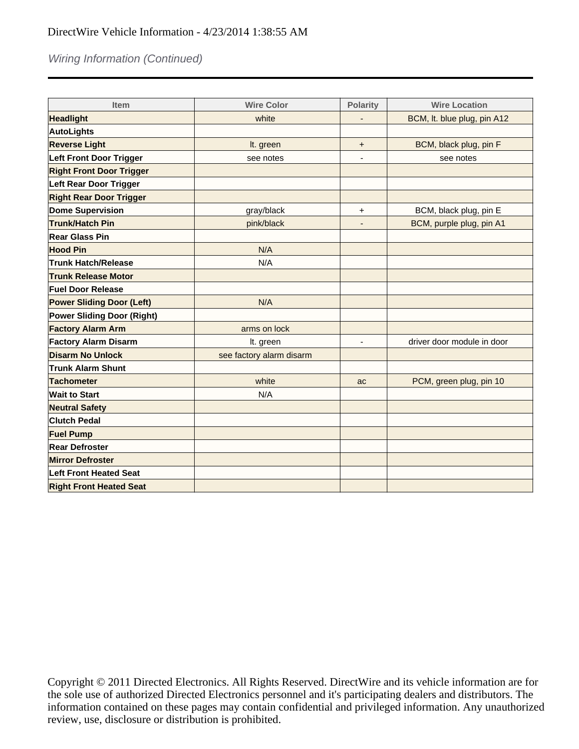DirectWire Vehicle Information - 4/23/2014 1:38:55 AM

*Wiring Information (Continued)*

| Item | Wire Color | Polarity | Wire Location |
| --- | --- | --- | --- |
| **Headlight** | white | - | BCM, lt. blue plug, pin A12 |
| **AutoLights** | | | |
| **Reverse Light** | lt. green | + | BCM, black plug, pin F |
| **Left Front Door Trigger** | see notes | - | see notes |
| **Right Front Door Trigger** | | | |
| **Left Rear Door Trigger** | | | |
| **Right Rear Door Trigger** | | | |
| **Dome Supervision** | gray/black | + | BCM, black plug, pin E |
| **Trunk/Hatch Pin** | pink/black | - | BCM, purple plug, pin A1 |
| **Rear Glass Pin** | | | |
| **Hood Pin** | N/A | | |
| **Trunk Hatch/Release** | N/A | | |
| **Trunk Release Motor** | | | |
| **Fuel Door Release** | | | |
| **Power Sliding Door (Left)** | N/A | | |
| **Power Sliding Door (Right)** | | | |
| **Factory Alarm Arm** | arms on lock | | |
| **Factory Alarm Disarm** | lt. green | - | driver door module in door |
| **Disarm No Unlock** | see factory alarm disarm | | |
| **Trunk Alarm Shunt** | | | |
| **Tachometer** | white | ac | PCM, green plug, pin 10 |
| **Wait to Start** | N/A | | |
| **Neutral Safety** | | | |
| **Clutch Pedal** | | | |
| **Fuel Pump** | | | |
| **Rear Defroster** | | | |
| **Mirror Defroster** | | | |
| **Left Front Heated Seat** | | | |
| **Right Front Heated Seat** | | | |

Copyright © 2011 Directed Electronics. All Rights Reserved. DirectWire and its vehicle information are for the sole use of authorized Directed Electronics personnel and it's participating dealers and distributors. The information contained on these pages may contain confidential and privileged information. Any unauthorized review, use, disclosure or distribution is prohibited.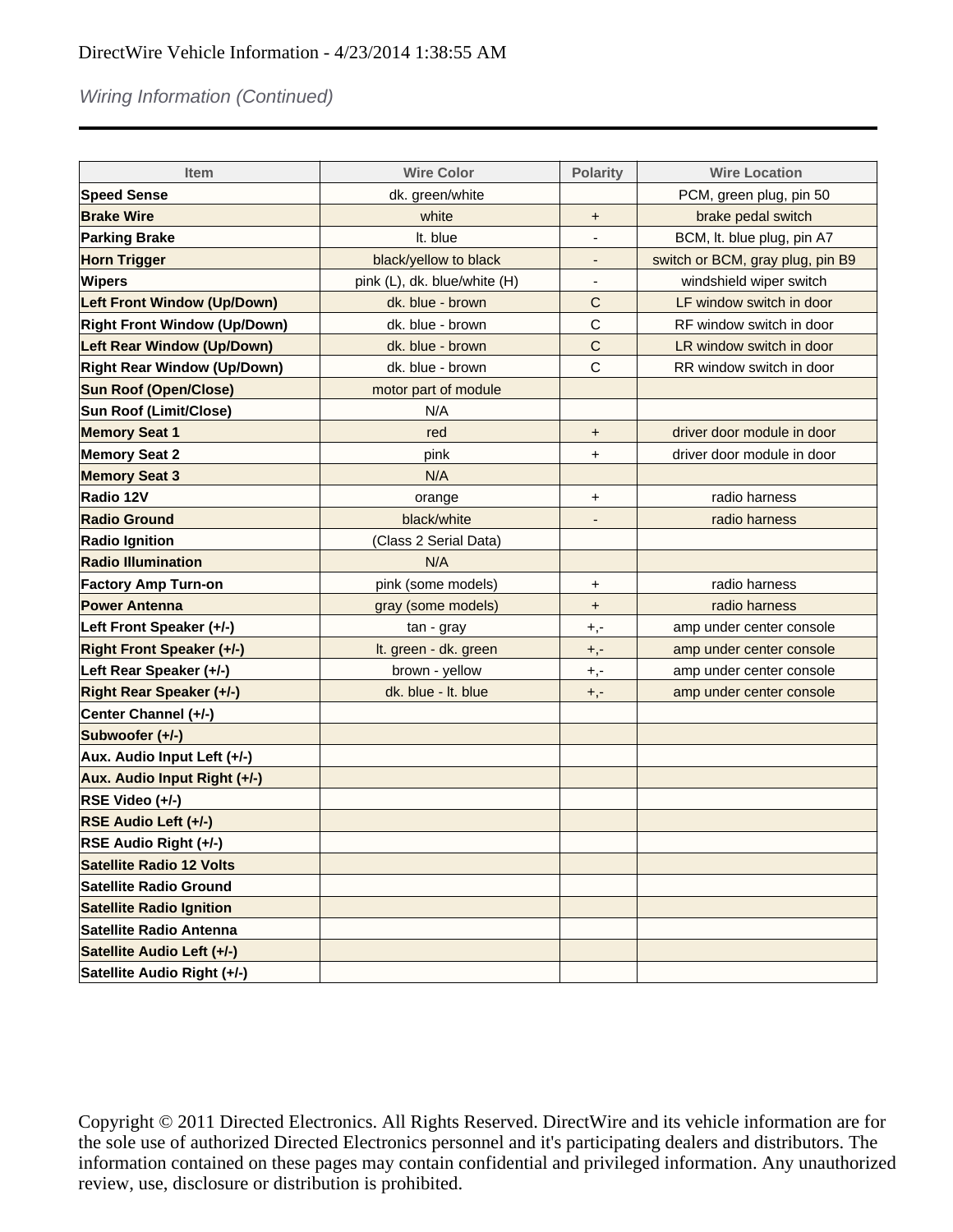DirectWire Vehicle Information - 4/23/2014 1:38:55 AM

*Wiring Information (Continued)*

| Item | Wire Color | Polarity | Wire Location |
|---|---|---|---|
| **Speed Sense** | dk. green/white | | PCM, green plug, pin 50 |
| **Brake Wire** | white | + | brake pedal switch |
| **Parking Brake** | lt. blue | - | BCM, lt. blue plug, pin A7 |
| **Horn Trigger** | black/yellow to black | - | switch or BCM, gray plug, pin B9 |
| **Wipers** | pink (L), dk. blue/white (H) | - | windshield wiper switch |
| **Left Front Window (Up/Down)** | dk. blue - brown | C | LF window switch in door |
| **Right Front Window (Up/Down)** | dk. blue - brown | C | RF window switch in door |
| **Left Rear Window (Up/Down)** | dk. blue - brown | C | LR window switch in door |
| **Right Rear Window (Up/Down)** | dk. blue - brown | C | RR window switch in door |
| **Sun Roof (Open/Close)** | motor part of module | | |
| **Sun Roof (Limit/Close)** | N/A | | |
| **Memory Seat 1** | red | + | driver door module in door |
| **Memory Seat 2** | pink | + | driver door module in door |
| **Memory Seat 3** | N/A | | |
| **Radio 12V** | orange | + | radio harness |
| **Radio Ground** | black/white | - | radio harness |
| **Radio Ignition** | (Class 2 Serial Data) | | |
| **Radio Illumination** | N/A | | |
| **Factory Amp Turn-on** | pink (some models) | + | radio harness |
| **Power Antenna** | gray (some models) | + | radio harness |
| **Left Front Speaker (+/-)** | tan - gray | +,- | amp under center console |
| **Right Front Speaker (+/-)** | lt. green - dk. green | +,- | amp under center console |
| **Left Rear Speaker (+/-)** | brown - yellow | +,- | amp under center console |
| **Right Rear Speaker (+/-)** | dk. blue - lt. blue | +,- | amp under center console |
| **Center Channel (+/-)** | | | |
| **Subwoofer (+/-)** | | | |
| **Aux. Audio Input Left (+/-)** | | | |
| **Aux. Audio Input Right (+/-)** | | | |
| **RSE Video (+/-)** | | | |
| **RSE Audio Left (+/-)** | | | |
| **RSE Audio Right (+/-)** | | | |
| **Satellite Radio 12 Volts** | | | |
| **Satellite Radio Ground** | | | |
| **Satellite Radio Ignition** | | | |
| **Satellite Radio Antenna** | | | |
| **Satellite Audio Left (+/-)** | | | |
| **Satellite Audio Right (+/-)** | | | |

Copyright © 2011 Directed Electronics. All Rights Reserved. DirectWire and its vehicle information are for the sole use of authorized Directed Electronics personnel and it's participating dealers and distributors. The information contained on these pages may contain confidential and privileged information. Any unauthorized review, use, disclosure or distribution is prohibited.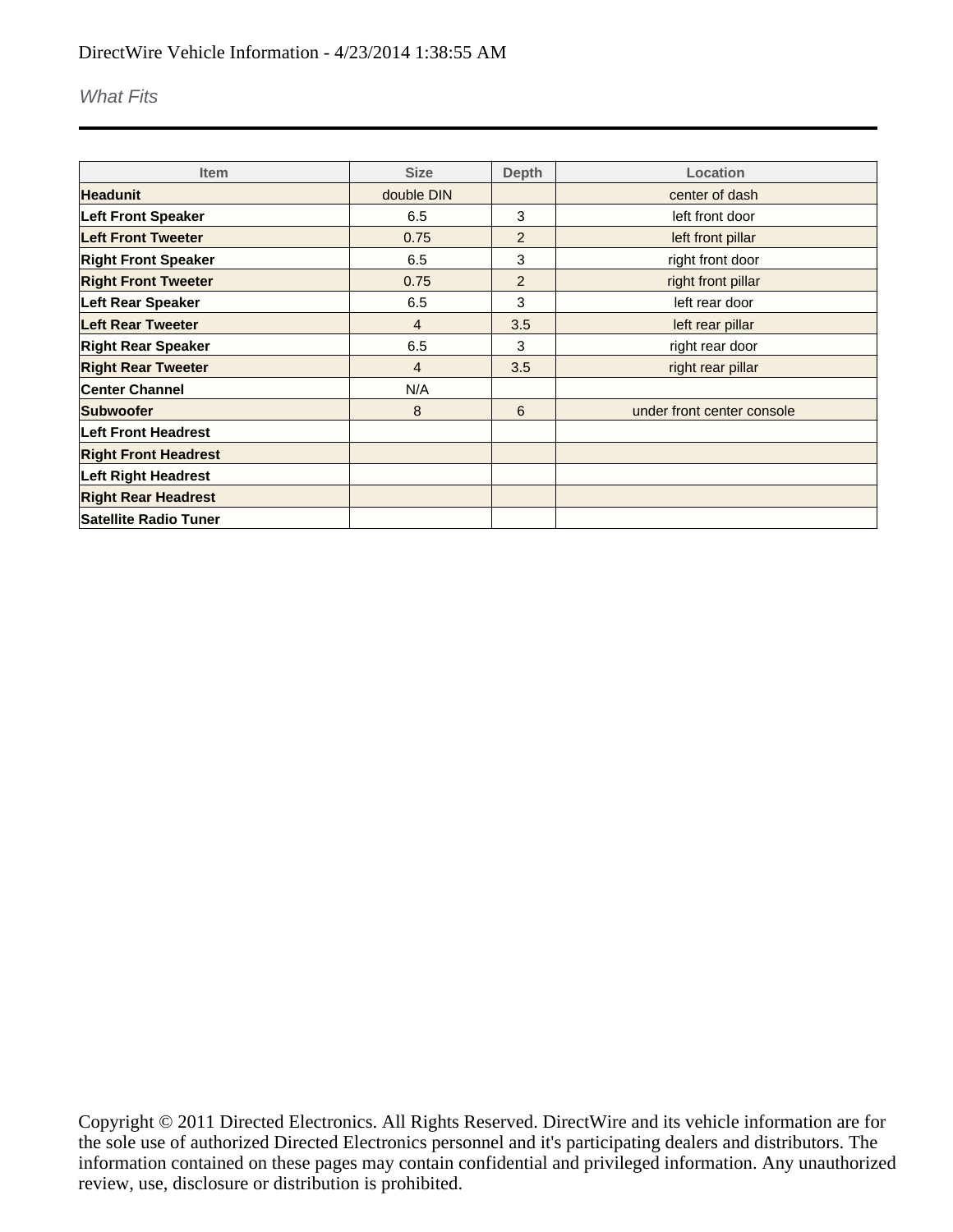DirectWire Vehicle Information - 4/23/2014 1:38:55 AM

*What Fits*

| Item | Size | Depth | Location |
|---|---|---|---|
| **Headunit** | double DIN | | center of dash |
| **Left Front Speaker** | 6.5 | 3 | left front door |
| **Left Front Tweeter** | 0.75 | 2 | left front pillar |
| **Right Front Speaker** | 6.5 | 3 | right front door |
| **Right Front Tweeter** | 0.75 | 2 | right front pillar |
| **Left Rear Speaker** | 6.5 | 3 | left rear door |
| **Left Rear Tweeter** | 4 | 3.5 | left rear pillar |
| **Right Rear Speaker** | 6.5 | 3 | right rear door |
| **Right Rear Tweeter** | 4 | 3.5 | right rear pillar |
| **Center Channel** | N/A | | |
| **Subwoofer** | 8 | 6 | under front center console |
| **Left Front Headrest** | | | |
| **Right Front Headrest** | | | |
| **Left Right Headrest** | | | |
| **Right Rear Headrest** | | | |
| **Satellite Radio Tuner** | | | |

Copyright © 2011 Directed Electronics. All Rights Reserved. DirectWire and its vehicle information are for the sole use of authorized Directed Electronics personnel and it's participating dealers and distributors. The information contained on these pages may contain confidential and privileged information. Any unauthorized review, use, disclosure or distribution is prohibited.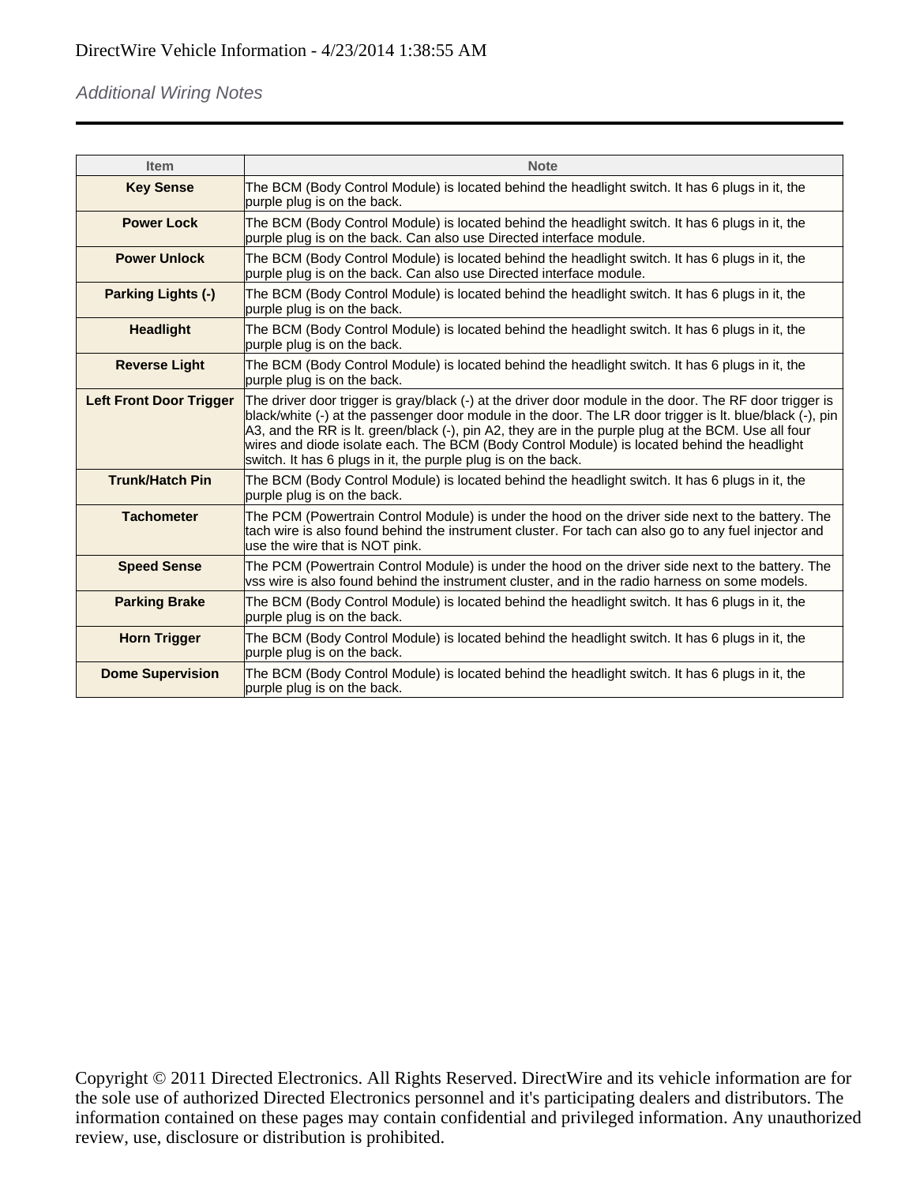*Additional Wiring Notes*

| Item | Note |
|---|---|
| **Key Sense** | The BCM (Body Control Module) is located behind the headlight switch. It has 6 plugs in it, the purple plug is on the back. |
| **Power Lock** | The BCM (Body Control Module) is located behind the headlight switch. It has 6 plugs in it, the purple plug is on the back. Can also use Directed interface module. |
| **Power Unlock** | The BCM (Body Control Module) is located behind the headlight switch. It has 6 plugs in it, the purple plug is on the back. Can also use Directed interface module. |
| **Parking Lights (-)** | The BCM (Body Control Module) is located behind the headlight switch. It has 6 plugs in it, the purple plug is on the back. |
| **Headlight** | The BCM (Body Control Module) is located behind the headlight switch. It has 6 plugs in it, the purple plug is on the back. |
| **Reverse Light** | The BCM (Body Control Module) is located behind the headlight switch. It has 6 plugs in it, the purple plug is on the back. |
| **Left Front Door Trigger** | The driver door trigger is gray/black (-) at the driver door module in the door. The RF door trigger is black/white (-) at the passenger door module in the door. The LR door trigger is lt. blue/black (-), pin A3, and the RR is lt. green/black (-), pin A2, they are in the purple plug at the BCM. Use all four wires and diode isolate each. The BCM (Body Control Module) is located behind the headlight switch. It has 6 plugs in it, the purple plug is on the back. |
| **Trunk/Hatch Pin** | The BCM (Body Control Module) is located behind the headlight switch. It has 6 plugs in it, the purple plug is on the back. |
| **Tachometer** | The PCM (Powertrain Control Module) is under the hood on the driver side next to the battery. The tach wire is also found behind the instrument cluster. For tach can also go to any fuel injector and use the wire that is NOT pink. |
| **Speed Sense** | The PCM (Powertrain Control Module) is under the hood on the driver side next to the battery. The vss wire is also found behind the instrument cluster, and in the radio harness on some models. |
| **Parking Brake** | The BCM (Body Control Module) is located behind the headlight switch. It has 6 plugs in it, the purple plug is on the back. |
| **Horn Trigger** | The BCM (Body Control Module) is located behind the headlight switch. It has 6 plugs in it, the purple plug is on the back. |
| **Dome Supervision** | The BCM (Body Control Module) is located behind the headlight switch. It has 6 plugs in it, the purple plug is on the back. |